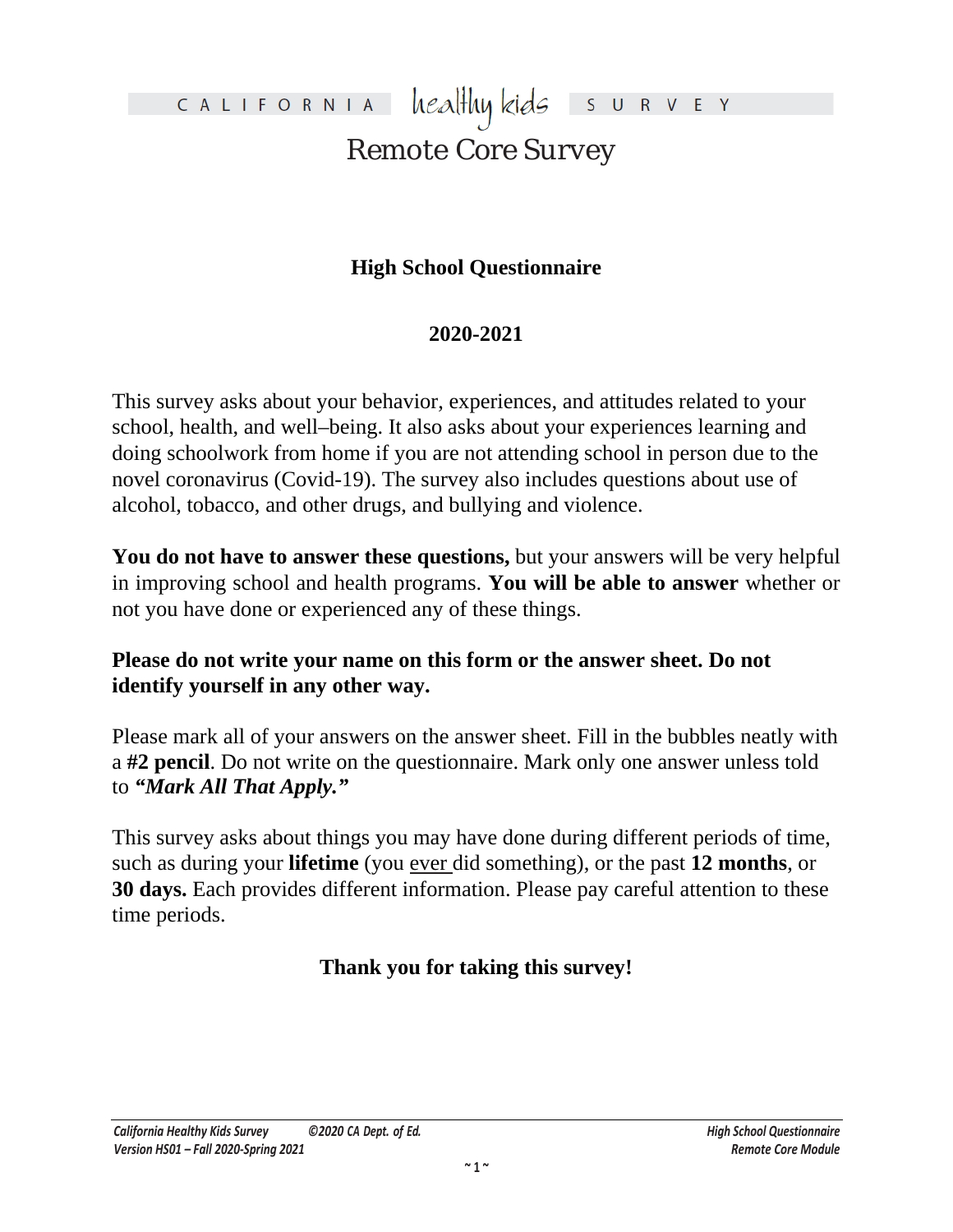# CALIFORNIA healthy kids SURVEY

## Remote Core Survey

### High School Questionnaire

### 2020-2021

This survey asks about your behavior, experiences, and attitudes related to your school, health, and well–being. It also asks about your experiences learning and doing schoolwork from home if you are not attending school in person due to the novel coronavirus (Covid-19). The survey also includes questions about use of alcohol, tobacco, and other drugs, and bullying and violence.

**You do not have to answer these questions,** but your answers will be very helpful in improving school and health programs. **You will be able to answer** whether or not you have done or experienced any of these things.

**Please do not write your name on this form or the answer sheet. Do not identify yourself in any other way.**

Please mark all of your answers on the answer sheet. Fill in the bubbles neatly with a **#2 pencil**. Do not write on the questionnaire. Mark only one answer unless told to ***"Mark All That Apply."***

This survey asks about things you may have done during different periods of time, such as during your **lifetime** (you ever did something), or the past **12 months**, or **30 days.** Each provides different information. Please pay careful attention to these time periods.

**Thank you for taking this survey!**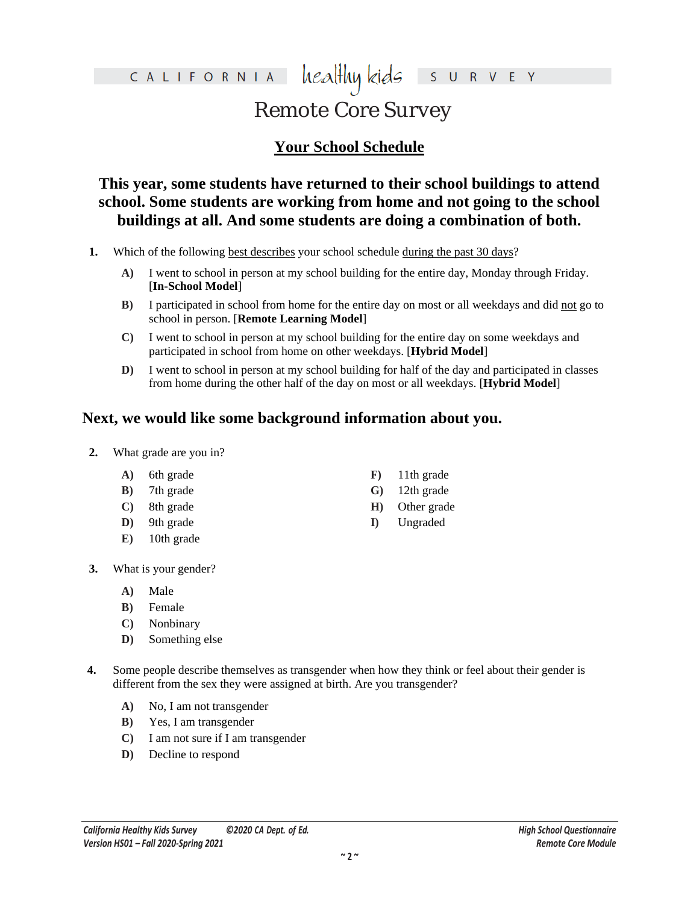# CALIFORNIA healthy kids SURVEY

## Remote Core Survey

### Your School Schedule

**This year, some students have returned to their school buildings to attend school. Some students are working from home and not going to the school buildings at all. And some students are doing a combination of both.**

**1.** Which of the following best describes your school schedule during the past 30 days?

- **A)** I went to school in person at my school building for the entire day, Monday through Friday. [**In-School Model**]
- **B)** I participated in school from home for the entire day on most or all weekdays and did not go to school in person. [**Remote Learning Model**]
- **C)** I went to school in person at my school building for the entire day on some weekdays and participated in school from home on other weekdays. [**Hybrid Model**]
- **D)** I went to school in person at my school building for half of the day and participated in classes from home during the other half of the day on most or all weekdays. [**Hybrid Model**]

## Next, we would like some background information about you.

**2.** What grade are you in?

- **A)** 6th grade
- **B)** 7th grade
- **C)** 8th grade
- **D)** 9th grade
- **E)** 10th grade
- **F)** 11th grade
- **G)** 12th grade
- **H)** Other grade
- **I)** Ungraded

**3.** What is your gender?

- **A)** Male
- **B)** Female
- **C)** Nonbinary
- **D)** Something else

**4.** Some people describe themselves as transgender when how they think or feel about their gender is different from the sex they were assigned at birth. Are you transgender?

- **A)** No, I am not transgender
- **B)** Yes, I am transgender
- **C)** I am not sure if I am transgender
- **D)** Decline to respond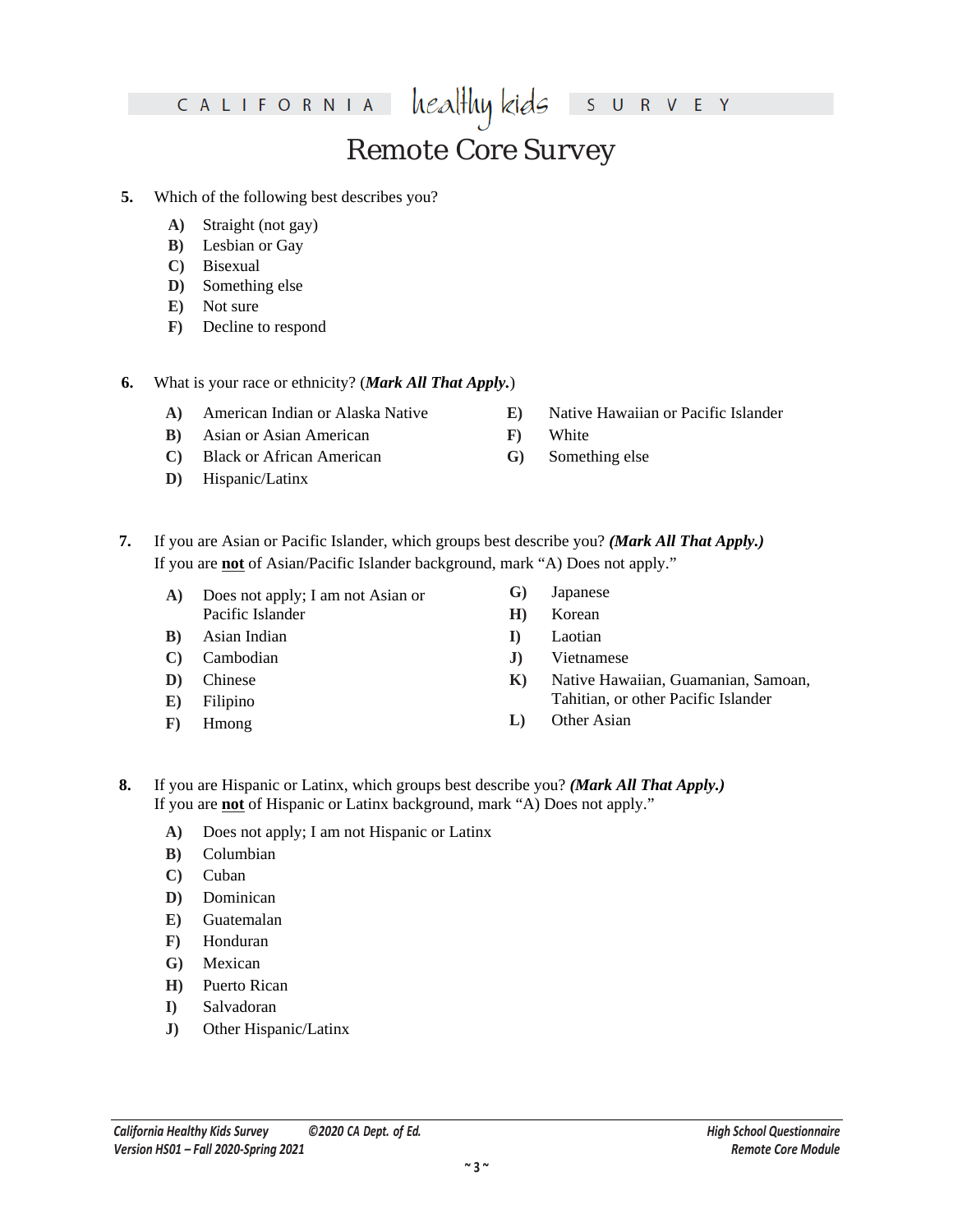**5.** Which of the following best describes you?

- **A)** Straight (not gay)
- **B)** Lesbian or Gay
- **C)** Bisexual
- **D)** Something else
- **E)** Not sure
- **F)** Decline to respond

**6.** What is your race or ethnicity? (***Mark All That Apply.***)

- **A)** American Indian or Alaska Native
- **B)** Asian or Asian American
- **C)** Black or African American
- **D)** Hispanic/Latinx
- **E)** Native Hawaiian or Pacific Islander
- **F)** White
- **G)** Something else

**7.** If you are Asian or Pacific Islander, which groups best describe you? ***(Mark All That Apply.)***
If you are **not** of Asian/Pacific Islander background, mark "A) Does not apply."

- **A)** Does not apply; I am not Asian or Pacific Islander
- **B)** Asian Indian
- **C)** Cambodian
- **D)** Chinese
- **E)** Filipino
- **F)** Hmong
- **G)** Japanese
- **H)** Korean
- **I)** Laotian
- **J)** Vietnamese
- **K)** Native Hawaiian, Guamanian, Samoan, Tahitian, or other Pacific Islander
- **L)** Other Asian

**8.** If you are Hispanic or Latinx, which groups best describe you? ***(Mark All That Apply.)***
If you are **not** of Hispanic or Latinx background, mark "A) Does not apply."

- **A)** Does not apply; I am not Hispanic or Latinx
- **B)** Columbian
- **C)** Cuban
- **D)** Dominican
- **E)** Guatemalan
- **F)** Honduran
- **G)** Mexican
- **H)** Puerto Rican
- **I)** Salvadoran
- **J)** Other Hispanic/Latinx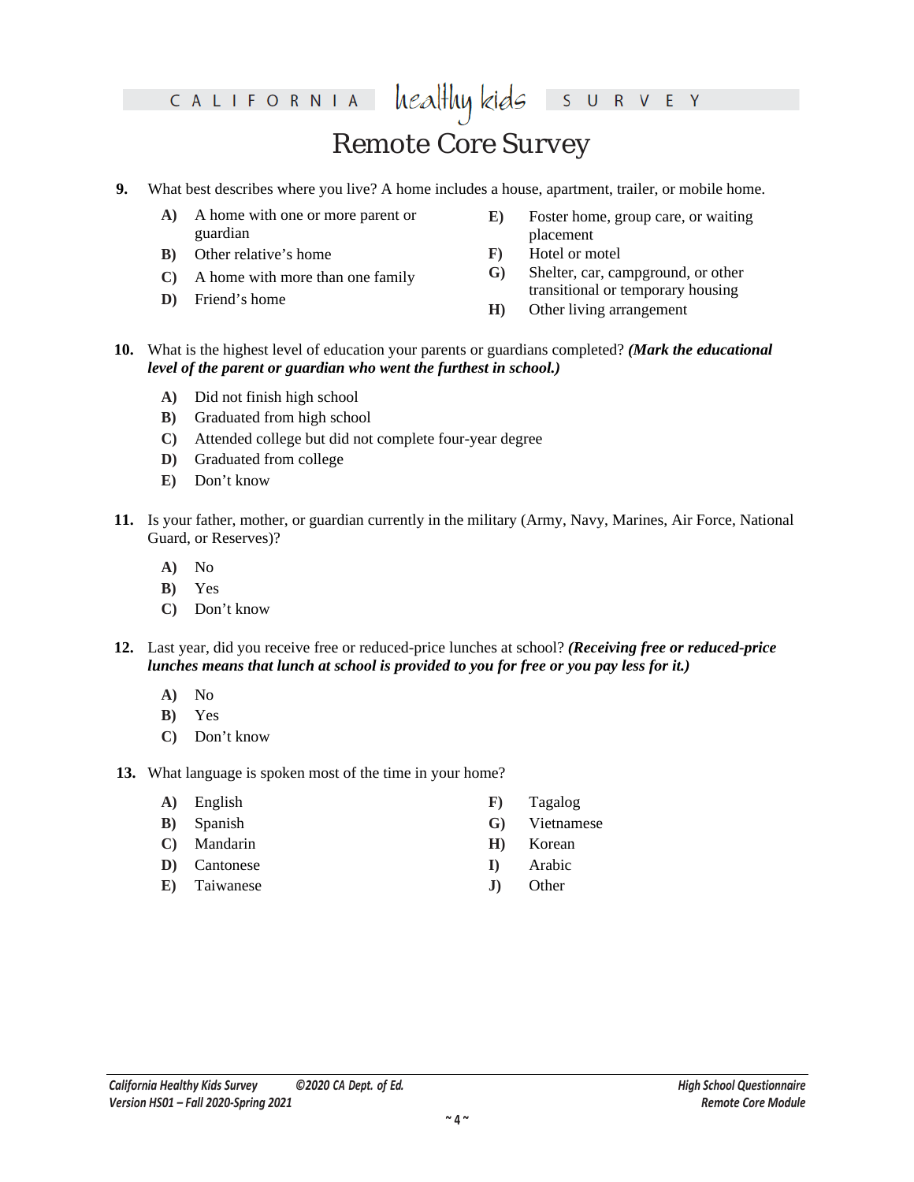**9.** What best describes where you live? A home includes a house, apartment, trailer, or mobile home.

- **A)** A home with one or more parent or guardian
- **B)** Other relative's home
- **C)** A home with more than one family
- **D)** Friend's home
- **E)** Foster home, group care, or waiting placement
- **F)** Hotel or motel
- **G)** Shelter, car, campground, or other transitional or temporary housing
- **H)** Other living arrangement

**10.** What is the highest level of education your parents or guardians completed? ***(Mark the educational level of the parent or guardian who went the furthest in school.)***

- **A)** Did not finish high school
- **B)** Graduated from high school
- **C)** Attended college but did not complete four-year degree
- **D)** Graduated from college
- **E)** Don't know

**11.** Is your father, mother, or guardian currently in the military (Army, Navy, Marines, Air Force, National Guard, or Reserves)?

- **A)** No
- **B)** Yes
- **C)** Don't know

**12.** Last year, did you receive free or reduced-price lunches at school? ***(Receiving free or reduced-price lunches means that lunch at school is provided to you for free or you pay less for it.)***

- **A)** No
- **B)** Yes
- **C)** Don't know

**13.** What language is spoken most of the time in your home?

- **A)** English
- **B)** Spanish
- **C)** Mandarin
- **D)** Cantonese
- **E)** Taiwanese
- **F)** Tagalog
- **G)** Vietnamese
- **H)** Korean
- **I)** Arabic
- **J)** Other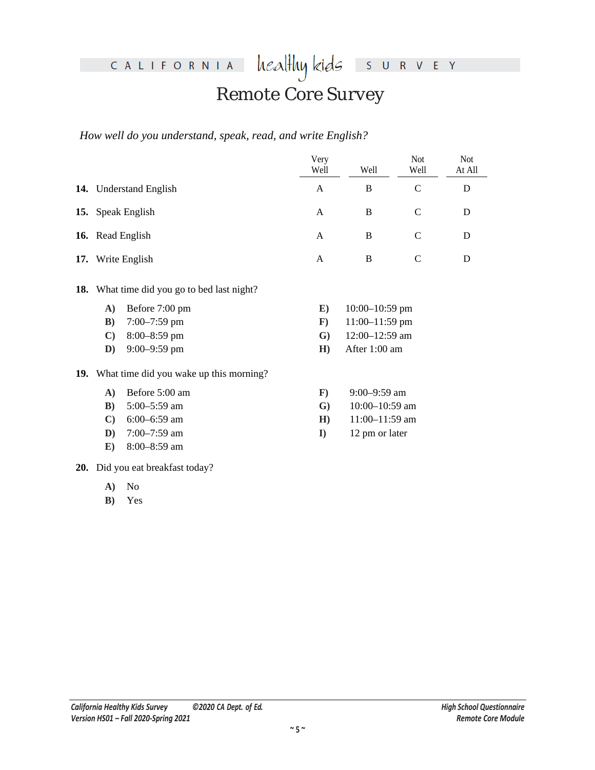*How well do you understand, speak, read, and write English?*

| | Very Well | Well | Not Well | Not At All |
|---|---|---|---|---|
| **14.** Understand English | A | B | C | D |
| **15.** Speak English | A | B | C | D |
| **16.** Read English | A | B | C | D |
| **17.** Write English | A | B | C | D |

**18.** What time did you go to bed last night?

- **A)** Before 7:00 pm
- **B)** 7:00–7:59 pm
- **C)** 8:00–8:59 pm
- **D)** 9:00–9:59 pm
- **E)** 10:00–10:59 pm
- **F)** 11:00–11:59 pm
- **G)** 12:00–12:59 am
- **H)** After 1:00 am

**19.** What time did you wake up this morning?

- **A)** Before 5:00 am
- **B)** 5:00–5:59 am
- **C)** 6:00–6:59 am
- **D)** 7:00–7:59 am
- **E)** 8:00–8:59 am
- **F)** 9:00–9:59 am
- **G)** 10:00–10:59 am
- **H)** 11:00–11:59 am
- **I)** 12 pm or later

**20.** Did you eat breakfast today?

- **A)** No
- **B)** Yes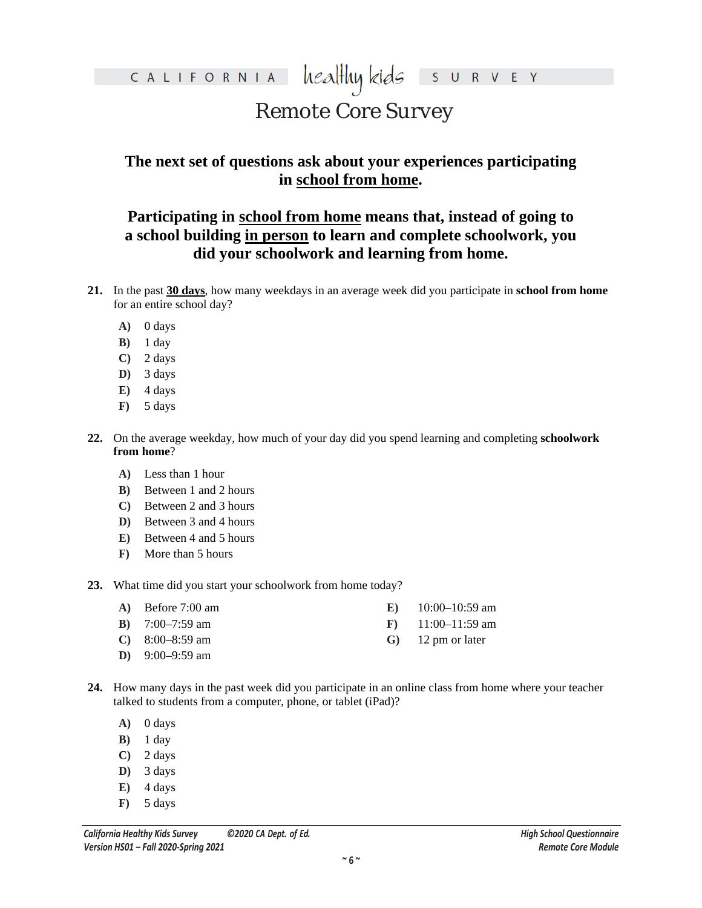CALIFORNIA healthy kids SURVEY

# Remote Core Survey

## The next set of questions ask about your experiences participating in <u>school from home</u>.

## Participating in <u>school from home</u> means that, instead of going to a school building <u>in person</u> to learn and complete schoolwork, you did your schoolwork and learning from home.

**21.** In the past **<u>30 days</u>**, how many weekdays in an average week did you participate in **school from home** for an entire school day?

- **A)** 0 days
- **B)** 1 day
- **C)** 2 days
- **D)** 3 days
- **E)** 4 days
- **F)** 5 days

**22.** On the average weekday, how much of your day did you spend learning and completing **schoolwork from home**?

- **A)** Less than 1 hour
- **B)** Between 1 and 2 hours
- **C)** Between 2 and 3 hours
- **D)** Between 3 and 4 hours
- **E)** Between 4 and 5 hours
- **F)** More than 5 hours

**23.** What time did you start your schoolwork from home today?

- **A)** Before 7:00 am
- **B)** 7:00–7:59 am
- **C)** 8:00–8:59 am
- **D)** 9:00–9:59 am
- **E)** 10:00–10:59 am
- **F)** 11:00–11:59 am
- **G)** 12 pm or later

**24.** How many days in the past week did you participate in an online class from home where your teacher talked to students from a computer, phone, or tablet (iPad)?

- **A)** 0 days
- **B)** 1 day
- **C)** 2 days
- **D)** 3 days
- **E)** 4 days
- **F)** 5 days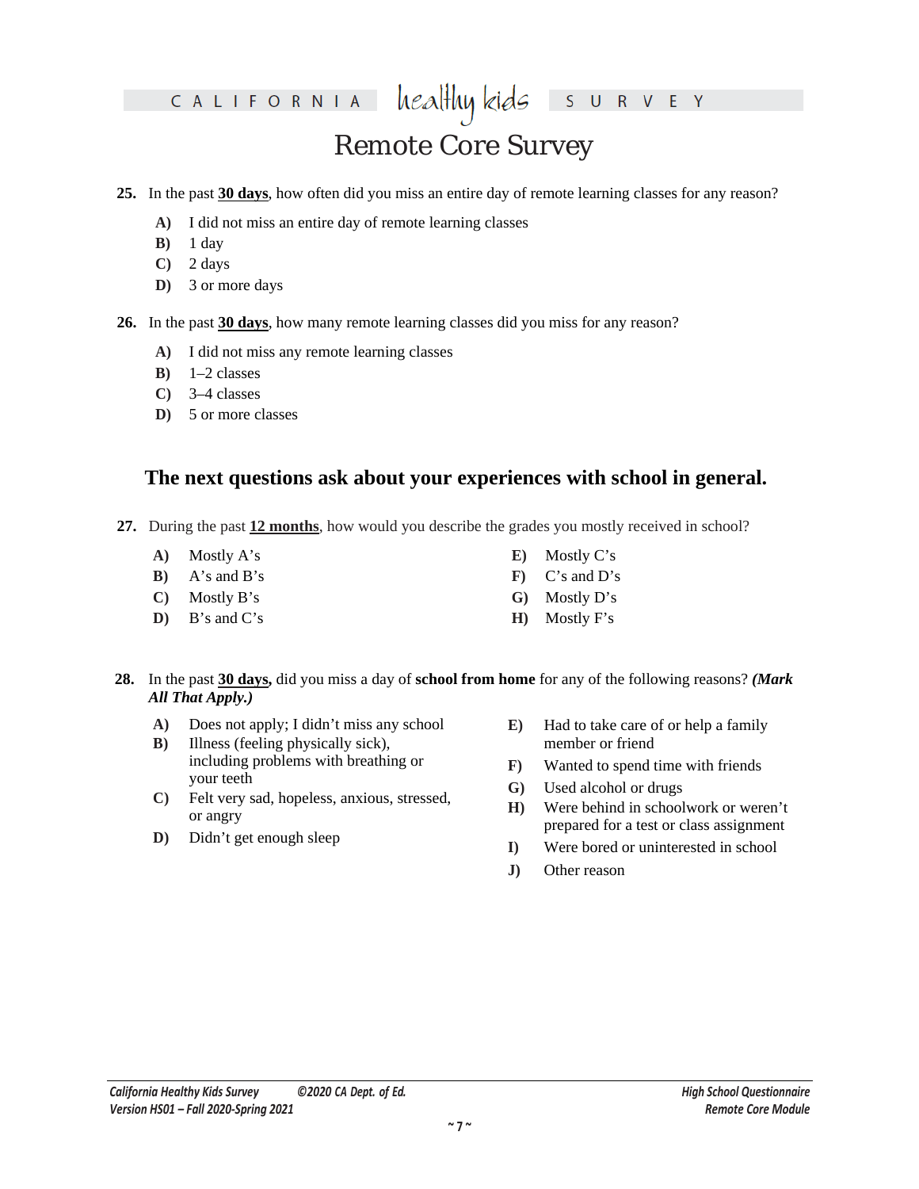**25.** In the past **30 days**, how often did you miss an entire day of remote learning classes for any reason?

- **A)** I did not miss an entire day of remote learning classes
- **B)** 1 day
- **C)** 2 days
- **D)** 3 or more days

**26.** In the past **30 days**, how many remote learning classes did you miss for any reason?

- **A)** I did not miss any remote learning classes
- **B)** 1–2 classes
- **C)** 3–4 classes
- **D)** 5 or more classes

## The next questions ask about your experiences with school in general.

**27.** During the past **12 months**, how would you describe the grades you mostly received in school?

- **A)** Mostly A's
- **B)** A's and B's
- **C)** Mostly B's
- **D)** B's and C's
- **E)** Mostly C's
- **F)** C's and D's
- **G)** Mostly D's
- **H)** Mostly F's

**28.** In the past **30 days,** did you miss a day of **school from home** for any of the following reasons? ***(Mark All That Apply.)***

- **A)** Does not apply; I didn't miss any school
- **B)** Illness (feeling physically sick), including problems with breathing or your teeth
- **C)** Felt very sad, hopeless, anxious, stressed, or angry
- **D)** Didn't get enough sleep
- **E)** Had to take care of or help a family member or friend
- **F)** Wanted to spend time with friends
- **G)** Used alcohol or drugs
- **H)** Were behind in schoolwork or weren't prepared for a test or class assignment
- **I)** Were bored or uninterested in school
- **J)** Other reason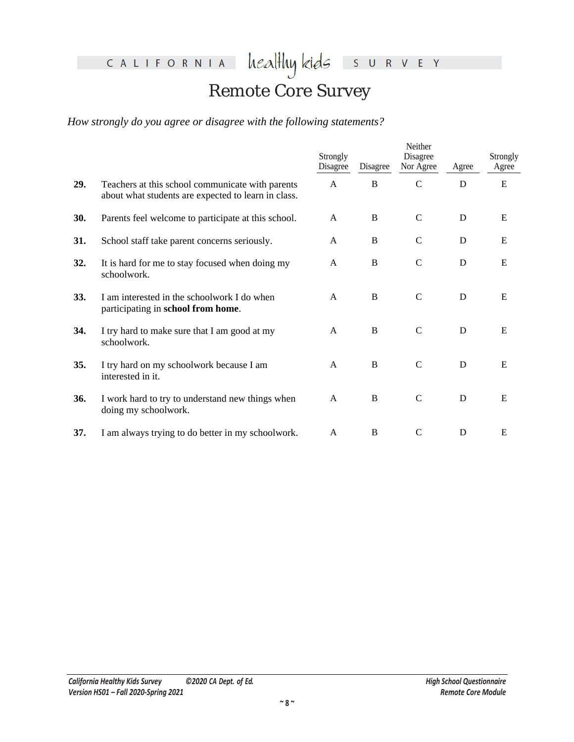# Remote Core Survey

*How strongly do you agree or disagree with the following statements?*

| | | Strongly Disagree | Disagree | Neither Disagree Nor Agree | Agree | Strongly Agree |
|---|---|---|---|---|---|---|
| **29.** | Teachers at this school communicate with parents about what students are expected to learn in class. | A | B | C | D | E |
| **30.** | Parents feel welcome to participate at this school. | A | B | C | D | E |
| **31.** | School staff take parent concerns seriously. | A | B | C | D | E |
| **32.** | It is hard for me to stay focused when doing my schoolwork. | A | B | C | D | E |
| **33.** | I am interested in the schoolwork I do when participating in **school from home**. | A | B | C | D | E |
| **34.** | I try hard to make sure that I am good at my schoolwork. | A | B | C | D | E |
| **35.** | I try hard on my schoolwork because I am interested in it. | A | B | C | D | E |
| **36.** | I work hard to try to understand new things when doing my schoolwork. | A | B | C | D | E |
| **37.** | I am always trying to do better in my schoolwork. | A | B | C | D | E |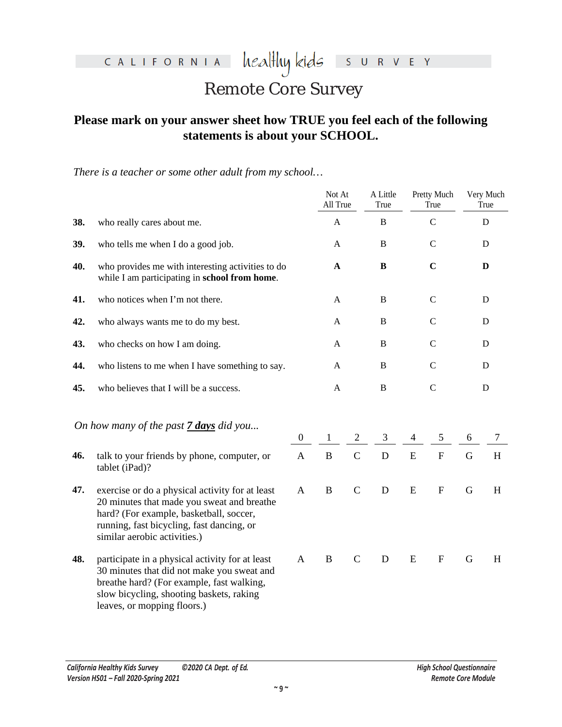# CALIFORNIA healthy kids SURVEY

## Remote Core Survey

**Please mark on your answer sheet how TRUE you feel each of the following statements is about your SCHOOL.**

*There is a teacher or some other adult from my school…*

| | | Not At All True | A Little True | Pretty Much True | Very Much True |
|---|---|---|---|---|---|
| **38.** | who really cares about me. | A | B | C | D |
| **39.** | who tells me when I do a good job. | A | B | C | D |
| **40.** | who provides me with interesting activities to do while I am participating in **school from home**. | **A** | **B** | **C** | **D** |
| **41.** | who notices when I'm not there. | A | B | C | D |
| **42.** | who always wants me to do my best. | A | B | C | D |
| **43.** | who checks on how I am doing. | A | B | C | D |
| **44.** | who listens to me when I have something to say. | A | B | C | D |
| **45.** | who believes that I will be a success. | A | B | C | D |

*On how many of the past **7 days** did you...*

| | | 0 | 1 | 2 | 3 | 4 | 5 | 6 | 7 |
|---|---|---|---|---|---|---|---|---|---|
| **46.** | talk to your friends by phone, computer, or tablet (iPad)? | A | B | C | D | E | F | G | H |
| **47.** | exercise or do a physical activity for at least 20 minutes that made you sweat and breathe hard? (For example, basketball, soccer, running, fast bicycling, fast dancing, or similar aerobic activities.) | A | B | C | D | E | F | G | H |
| **48.** | participate in a physical activity for at least 30 minutes that did not make you sweat and breathe hard? (For example, fast walking, slow bicycling, shooting baskets, raking leaves, or mopping floors.) | A | B | C | D | E | F | G | H |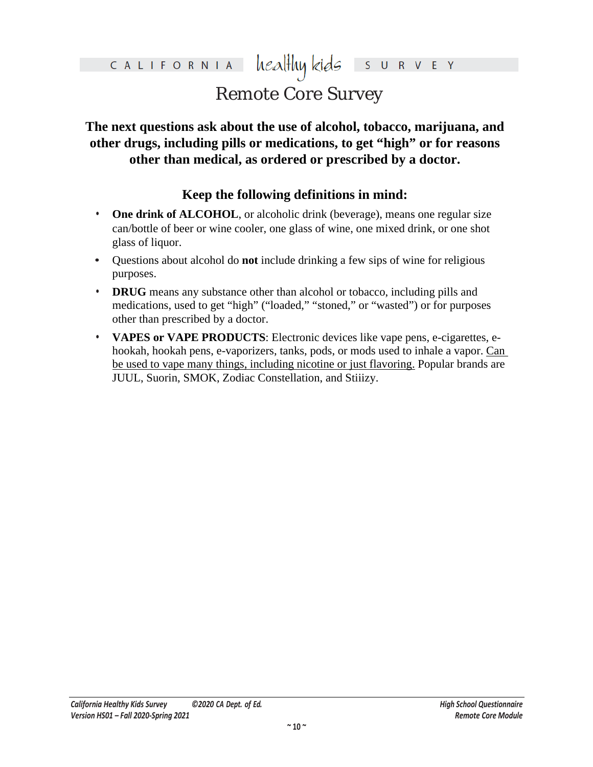**The next questions ask about the use of alcohol, tobacco, marijuana, and other drugs, including pills or medications, to get "high" or for reasons other than medical, as ordered or prescribed by a doctor.**

**Keep the following definitions in mind:**

- **One drink of ALCOHOL**, or alcoholic drink (beverage), means one regular size can/bottle of beer or wine cooler, one glass of wine, one mixed drink, or one shot glass of liquor.
- Questions about alcohol do **not** include drinking a few sips of wine for religious purposes.
- **DRUG** means any substance other than alcohol or tobacco, including pills and medications, used to get "high" ("loaded," "stoned," or "wasted") or for purposes other than prescribed by a doctor.
- **VAPES or VAPE PRODUCTS**: Electronic devices like vape pens, e-cigarettes, e-hookah, hookah pens, e-vaporizers, tanks, pods, or mods used to inhale a vapor. <u>Can be used to vape many things, including nicotine or just flavoring.</u> Popular brands are JUUL, Suorin, SMOK, Zodiac Constellation, and Stiiizy.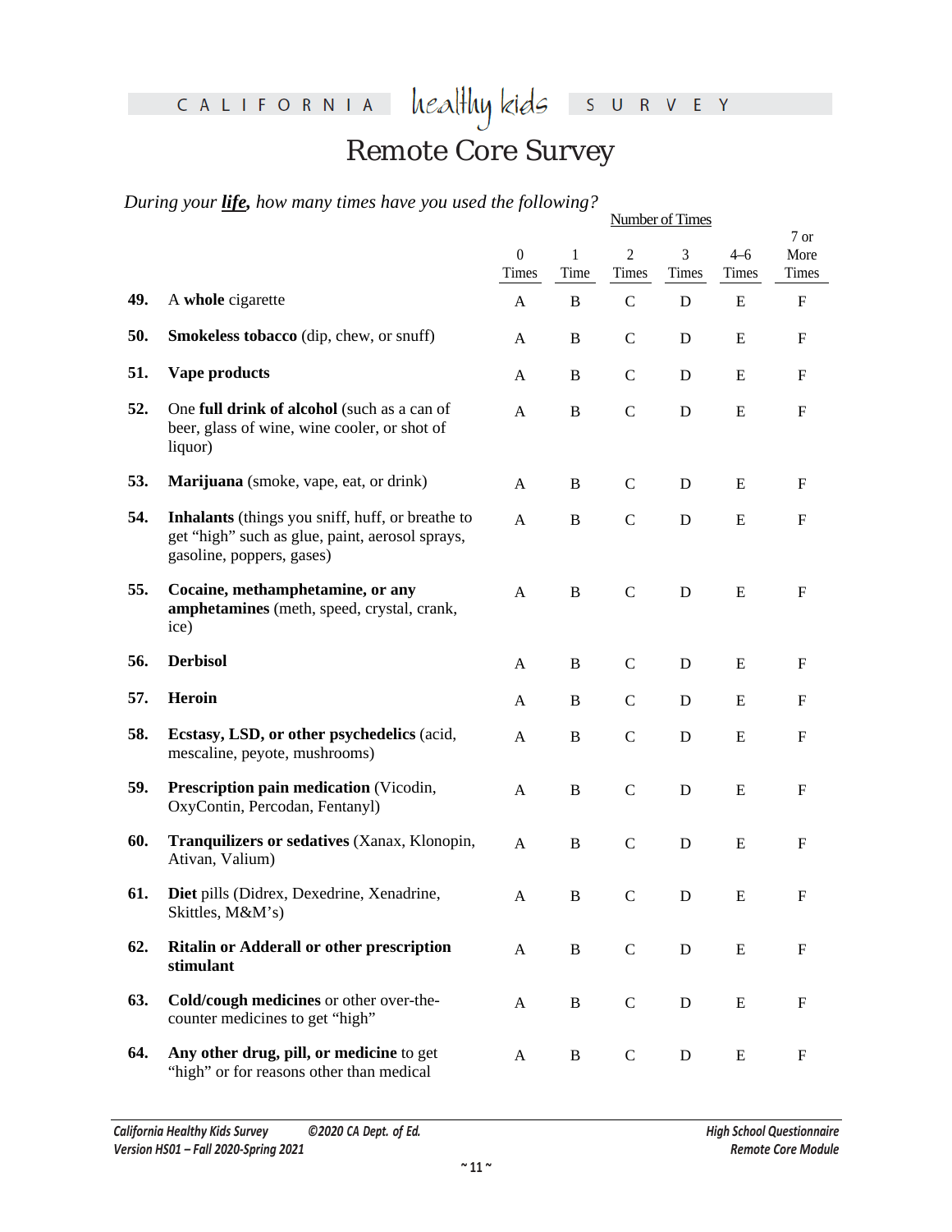# Remote Core Survey

*During your **life**, how many times have you used the following?*

| | | Number of Times | | | | | |
|---|---|---|---|---|---|---|---|
| | | 0 Times | 1 Time | 2 Times | 3 Times | 4–6 Times | 7 or More Times |
| **49.** | A **whole** cigarette | A | B | C | D | E | F |
| **50.** | **Smokeless tobacco** (dip, chew, or snuff) | A | B | C | D | E | F |
| **51.** | **Vape products** | A | B | C | D | E | F |
| **52.** | One **full drink of alcohol** (such as a can of beer, glass of wine, wine cooler, or shot of liquor) | A | B | C | D | E | F |
| **53.** | **Marijuana** (smoke, vape, eat, or drink) | A | B | C | D | E | F |
| **54.** | **Inhalants** (things you sniff, huff, or breathe to get "high" such as glue, paint, aerosol sprays, gasoline, poppers, gases) | A | B | C | D | E | F |
| **55.** | **Cocaine, methamphetamine, or any amphetamines** (meth, speed, crystal, crank, ice) | A | B | C | D | E | F |
| **56.** | **Derbisol** | A | B | C | D | E | F |
| **57.** | **Heroin** | A | B | C | D | E | F |
| **58.** | **Ecstasy, LSD, or other psychedelics** (acid, mescaline, peyote, mushrooms) | A | B | C | D | E | F |
| **59.** | **Prescription pain medication** (Vicodin, OxyContin, Percodan, Fentanyl) | A | B | C | D | E | F |
| **60.** | **Tranquilizers or sedatives** (Xanax, Klonopin, Ativan, Valium) | A | B | C | D | E | F |
| **61.** | **Diet** pills (Didrex, Dexedrine, Xenadrine, Skittles, M&M's) | A | B | C | D | E | F |
| **62.** | **Ritalin or Adderall or other prescription stimulant** | A | B | C | D | E | F |
| **63.** | **Cold/cough medicines** or other over-the-counter medicines to get "high" | A | B | C | D | E | F |
| **64.** | **Any other drug, pill, or medicine** to get "high" or for reasons other than medical | A | B | C | D | E | F |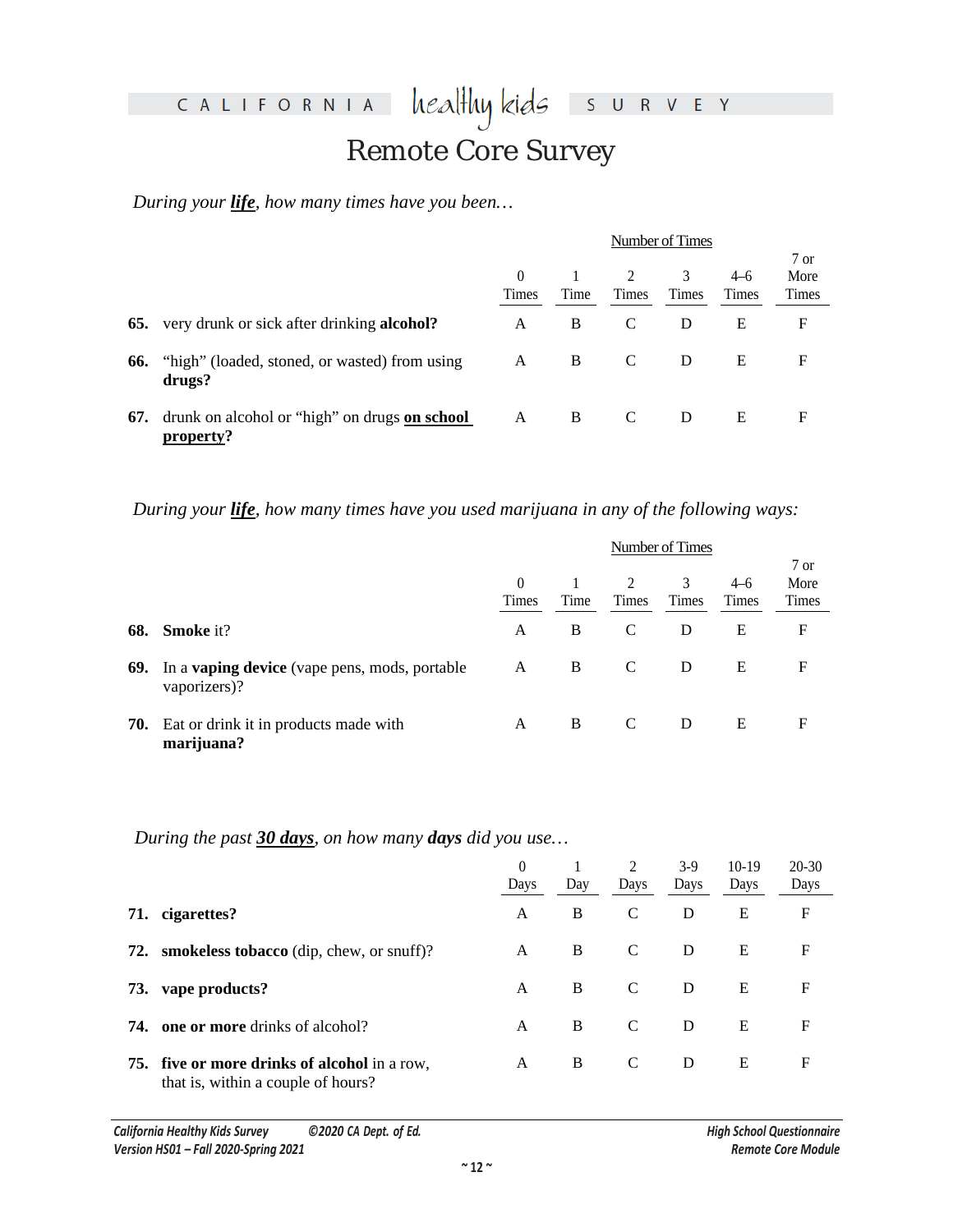# Remote Core Survey

*During your* ***life****, how many times have you been…*

| | | Number of Times | | | | | |
|---|---|---|---|---|---|---|---|
| | | 0 Times | 1 Time | 2 Times | 3 Times | 4–6 Times | 7 or More Times |
| **65.** | very drunk or sick after drinking **alcohol?** | A | B | C | D | E | F |
| **66.** | "high" (loaded, stoned, or wasted) from using **drugs?** | A | B | C | D | E | F |
| **67.** | drunk on alcohol or "high" on drugs **on school property**? | A | B | C | D | E | F |

*During your* ***life****, how many times have you used marijuana in any of the following ways:*

| | | Number of Times | | | | | |
|---|---|---|---|---|---|---|---|
| | | 0 Times | 1 Time | 2 Times | 3 Times | 4–6 Times | 7 or More Times |
| **68.** | **Smoke** it? | A | B | C | D | E | F |
| **69.** | In a **vaping device** (vape pens, mods, portable vaporizers)? | A | B | C | D | E | F |
| **70.** | Eat or drink it in products made with **marijuana?** | A | B | C | D | E | F |

*During the past* ***30 days****, on how many* ***days*** *did you use…*

| | | 0 Days | 1 Day | 2 Days | 3-9 Days | 10-19 Days | 20-30 Days |
|---|---|---|---|---|---|---|---|
| **71.** | **cigarettes?** | A | B | C | D | E | F |
| **72.** | **smokeless tobacco** (dip, chew, or snuff)? | A | B | C | D | E | F |
| **73.** | **vape products?** | A | B | C | D | E | F |
| **74.** | **one or more** drinks of alcohol? | A | B | C | D | E | F |
| **75.** | **five or more drinks of alcohol** in a row, that is, within a couple of hours? | A | B | C | D | E | F |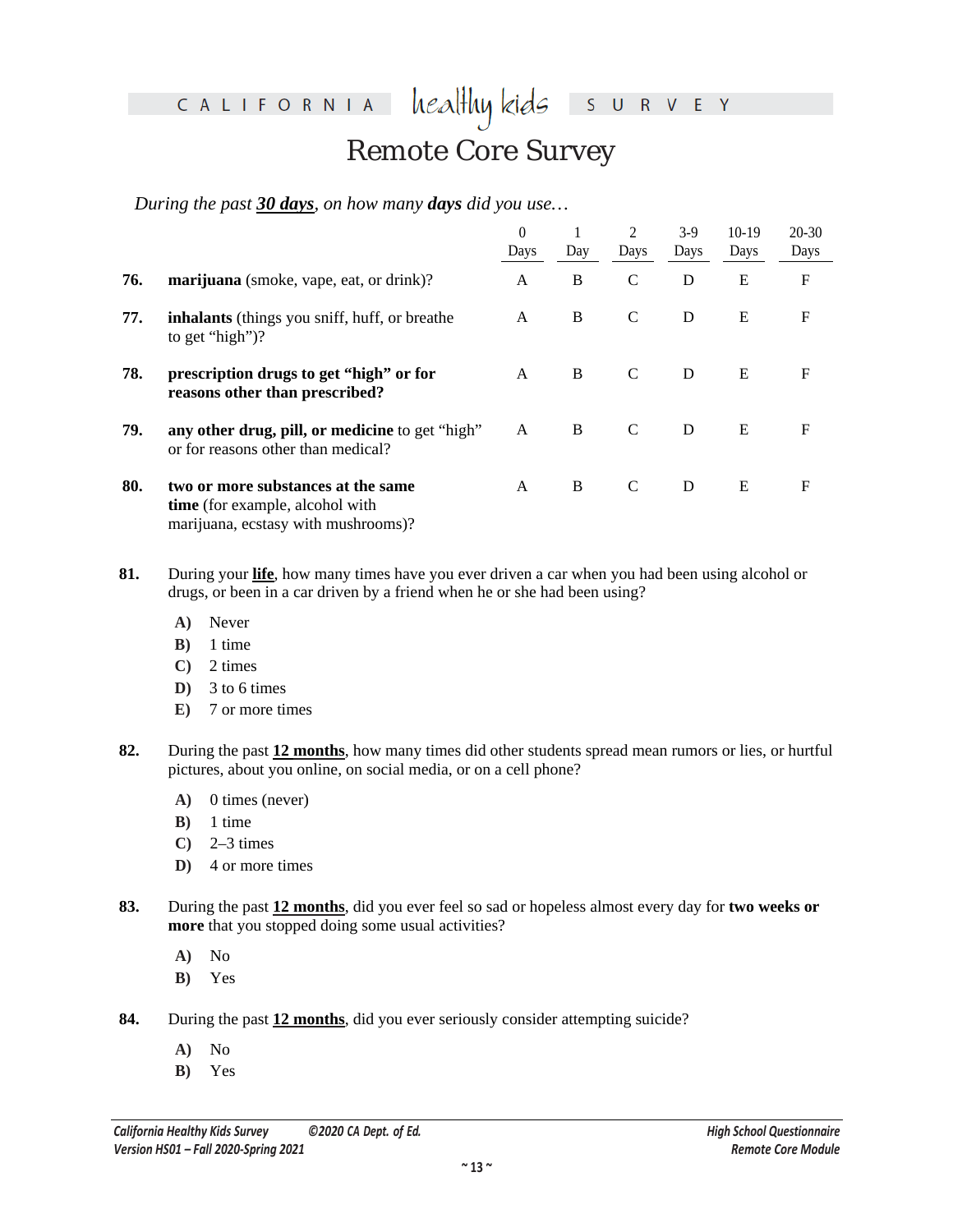*During the past **30 days**, on how many **days** did you use…*

| | | 0 Days | 1 Day | 2 Days | 3-9 Days | 10-19 Days | 20-30 Days |
|---|---|---|---|---|---|---|---|
| **76.** | **marijuana** (smoke, vape, eat, or drink)? | A | B | C | D | E | F |
| **77.** | **inhalants** (things you sniff, huff, or breathe to get "high")? | A | B | C | D | E | F |
| **78.** | **prescription drugs to get "high" or for reasons other than prescribed?** | A | B | C | D | E | F |
| **79.** | **any other drug, pill, or medicine** to get "high" or for reasons other than medical? | A | B | C | D | E | F |
| **80.** | **two or more substances at the same time** (for example, alcohol with marijuana, ecstasy with mushrooms)? | A | B | C | D | E | F |

**81.** During your **life**, how many times have you ever driven a car when you had been using alcohol or drugs, or been in a car driven by a friend when he or she had been using?

- **A)** Never
- **B)** 1 time
- **C)** 2 times
- **D)** 3 to 6 times
- **E)** 7 or more times

**82.** During the past **12 months**, how many times did other students spread mean rumors or lies, or hurtful pictures, about you online, on social media, or on a cell phone?

- **A)** 0 times (never)
- **B)** 1 time
- **C)** 2–3 times
- **D)** 4 or more times

**83.** During the past **12 months**, did you ever feel so sad or hopeless almost every day for **two weeks or more** that you stopped doing some usual activities?

- **A)** No
- **B)** Yes

**84.** During the past **12 months**, did you ever seriously consider attempting suicide?

- **A)** No
- **B)** Yes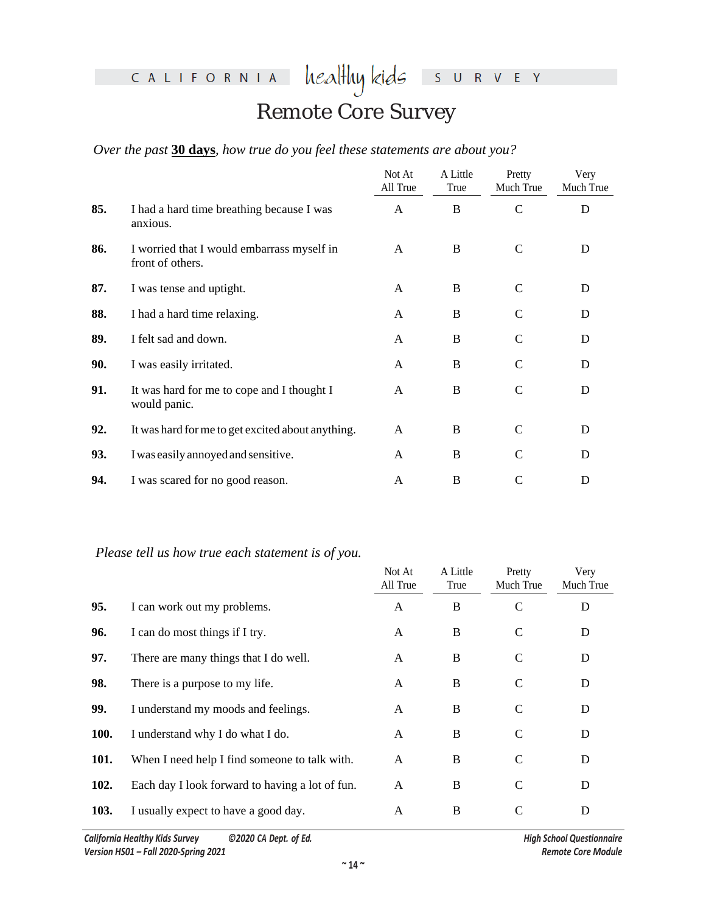# Remote Core Survey

*Over the past **30 days**, how true do you feel these statements are about you?*

| | | Not At All True | A Little True | Pretty Much True | Very Much True |
|---|---|---|---|---|---|
| **85.** | I had a hard time breathing because I was anxious. | A | B | C | D |
| **86.** | I worried that I would embarrass myself in front of others. | A | B | C | D |
| **87.** | I was tense and uptight. | A | B | C | D |
| **88.** | I had a hard time relaxing. | A | B | C | D |
| **89.** | I felt sad and down. | A | B | C | D |
| **90.** | I was easily irritated. | A | B | C | D |
| **91.** | It was hard for me to cope and I thought I would panic. | A | B | C | D |
| **92.** | It was hard for me to get excited about anything. | A | B | C | D |
| **93.** | I was easily annoyed and sensitive. | A | B | C | D |
| **94.** | I was scared for no good reason. | A | B | C | D |

*Please tell us how true each statement is of you.*

| | | Not At All True | A Little True | Pretty Much True | Very Much True |
|---|---|---|---|---|---|
| **95.** | I can work out my problems. | A | B | C | D |
| **96.** | I can do most things if I try. | A | B | C | D |
| **97.** | There are many things that I do well. | A | B | C | D |
| **98.** | There is a purpose to my life. | A | B | C | D |
| **99.** | I understand my moods and feelings. | A | B | C | D |
| **100.** | I understand why I do what I do. | A | B | C | D |
| **101.** | When I need help I find someone to talk with. | A | B | C | D |
| **102.** | Each day I look forward to having a lot of fun. | A | B | C | D |
| **103.** | I usually expect to have a good day. | A | B | C | D |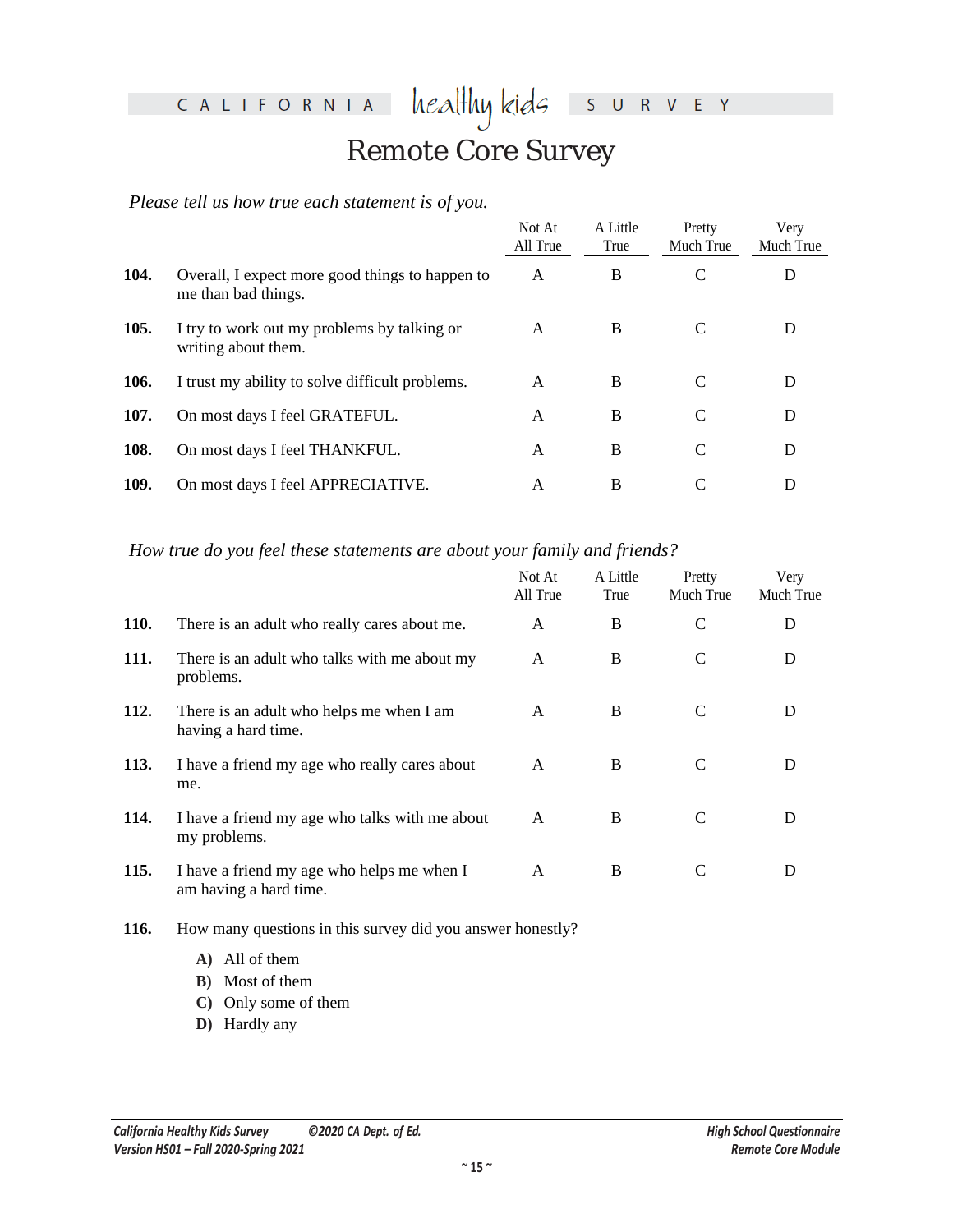# Remote Core Survey

*Please tell us how true each statement is of you.*

| | | Not At All True | A Little True | Pretty Much True | Very Much True |
|---|---|---|---|---|---|
| **104.** | Overall, I expect more good things to happen to me than bad things. | A | B | C | D |
| **105.** | I try to work out my problems by talking or writing about them. | A | B | C | D |
| **106.** | I trust my ability to solve difficult problems. | A | B | C | D |
| **107.** | On most days I feel GRATEFUL. | A | B | C | D |
| **108.** | On most days I feel THANKFUL. | A | B | C | D |
| **109.** | On most days I feel APPRECIATIVE. | A | B | C | D |

*How true do you feel these statements are about your family and friends?*

| | | Not At All True | A Little True | Pretty Much True | Very Much True |
|---|---|---|---|---|---|
| **110.** | There is an adult who really cares about me. | A | B | C | D |
| **111.** | There is an adult who talks with me about my problems. | A | B | C | D |
| **112.** | There is an adult who helps me when I am having a hard time. | A | B | C | D |
| **113.** | I have a friend my age who really cares about me. | A | B | C | D |
| **114.** | I have a friend my age who talks with me about my problems. | A | B | C | D |
| **115.** | I have a friend my age who helps me when I am having a hard time. | A | B | C | D |

**116.** How many questions in this survey did you answer honestly?

- **A)** All of them
- **B)** Most of them
- **C)** Only some of them
- **D)** Hardly any